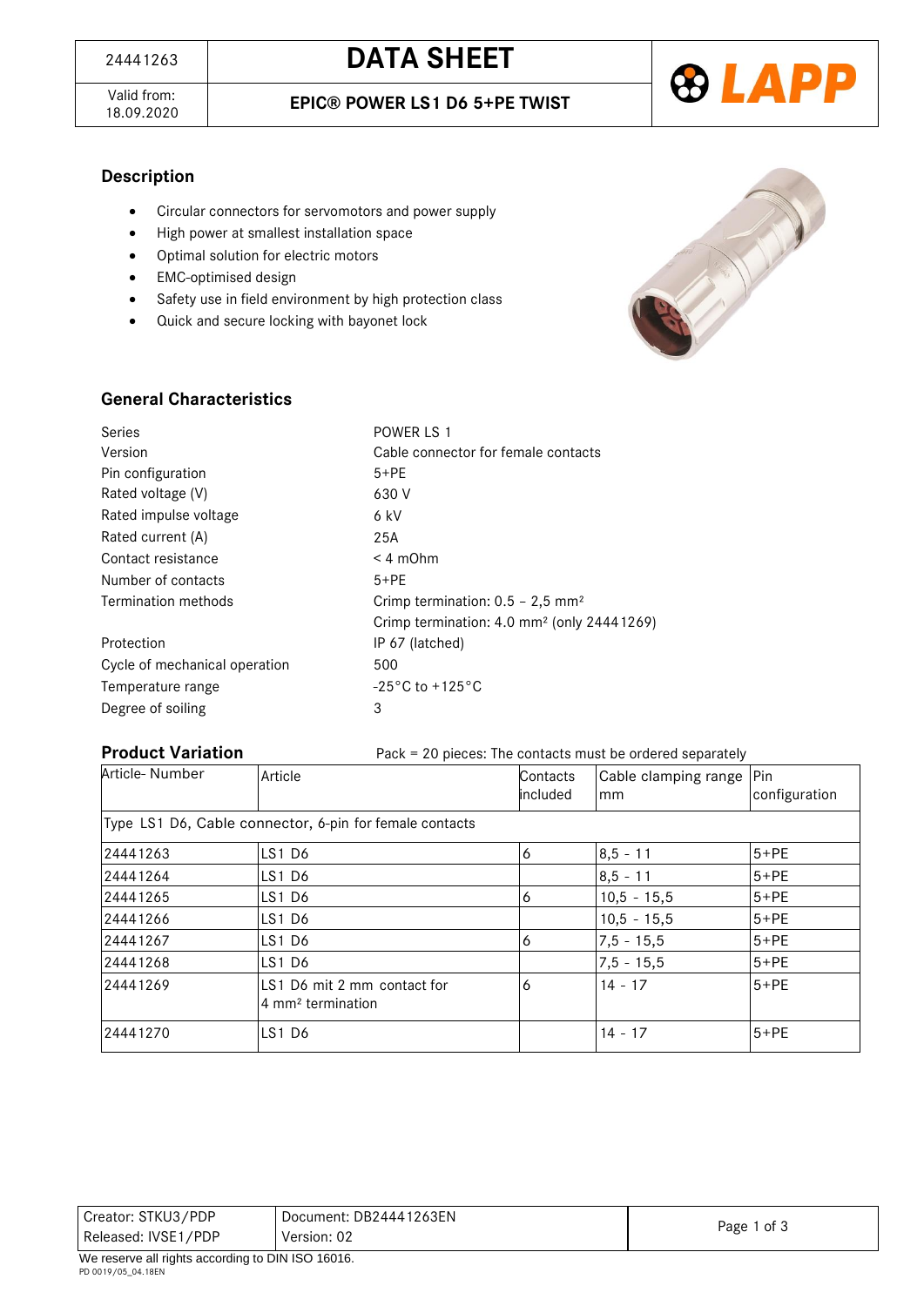24441263

Valid from: 18.09.2020

# DATA SHEET

## EPIC® POWER LS1 D6 5+PE TWIST

### Description

- Circular connectors for servomotors and power supply
- High power at smallest installation space
- Optimal solution for electric motors
- EMC-optimised design
- Safety use in field environment by high protection class
- Quick and secure locking with bayonet lock

### General Characteristics

| | |
|---|---|
| Series | POWER LS 1 |
| Version | Cable connector for female contacts |
| Pin configuration | 5+PE |
| Rated voltage (V) | 630 V |
| Rated impulse voltage | 6 kV |
| Rated current (A) | 25A |
| Contact resistance | < 4 mOhm |
| Number of contacts | 5+PE |
| Termination methods | Crimp termination: 0.5 – 2,5 mm² |
| | Crimp termination: 4.0 mm² (only 24441269) |
| Protection | IP 67 (latched) |
| Cycle of mechanical operation | 500 |
| Temperature range | -25°C to +125°C |
| Degree of soiling | 3 |

### Product Variation

Pack = 20 pieces: The contacts must be ordered separately

| Article- Number | Article | Contacts included | Cable clamping range mm | Pin configuration |
|---|---|---|---|---|
| Type LS1 D6, Cable connector, 6-pin for female contacts | | | | |
| 24441263 | LS1 D6 | 6 | 8,5 - 11 | 5+PE |
| 24441264 | LS1 D6 | | 8,5 - 11 | 5+PE |
| 24441265 | LS1 D6 | 6 | 10,5 - 15,5 | 5+PE |
| 24441266 | LS1 D6 | | 10,5 - 15,5 | 5+PE |
| 24441267 | LS1 D6 | 6 | 7,5 - 15,5 | 5+PE |
| 24441268 | LS1 D6 | | 7,5 - 15,5 | 5+PE |
| 24441269 | LS1 D6 mit 2 mm contact for 4 mm² termination | 6 | 14 - 17 | 5+PE |
| 24441270 | LS1 D6 | | 14 - 17 | 5+PE |

| | |
|---|---|
| Creator: STKU3/PDP | Document: DB24441263EN |
| Released: IVSE1/PDP | Version: 02 |

We reserve all rights according to DIN ISO 16016.

PD 0019/05_04.18EN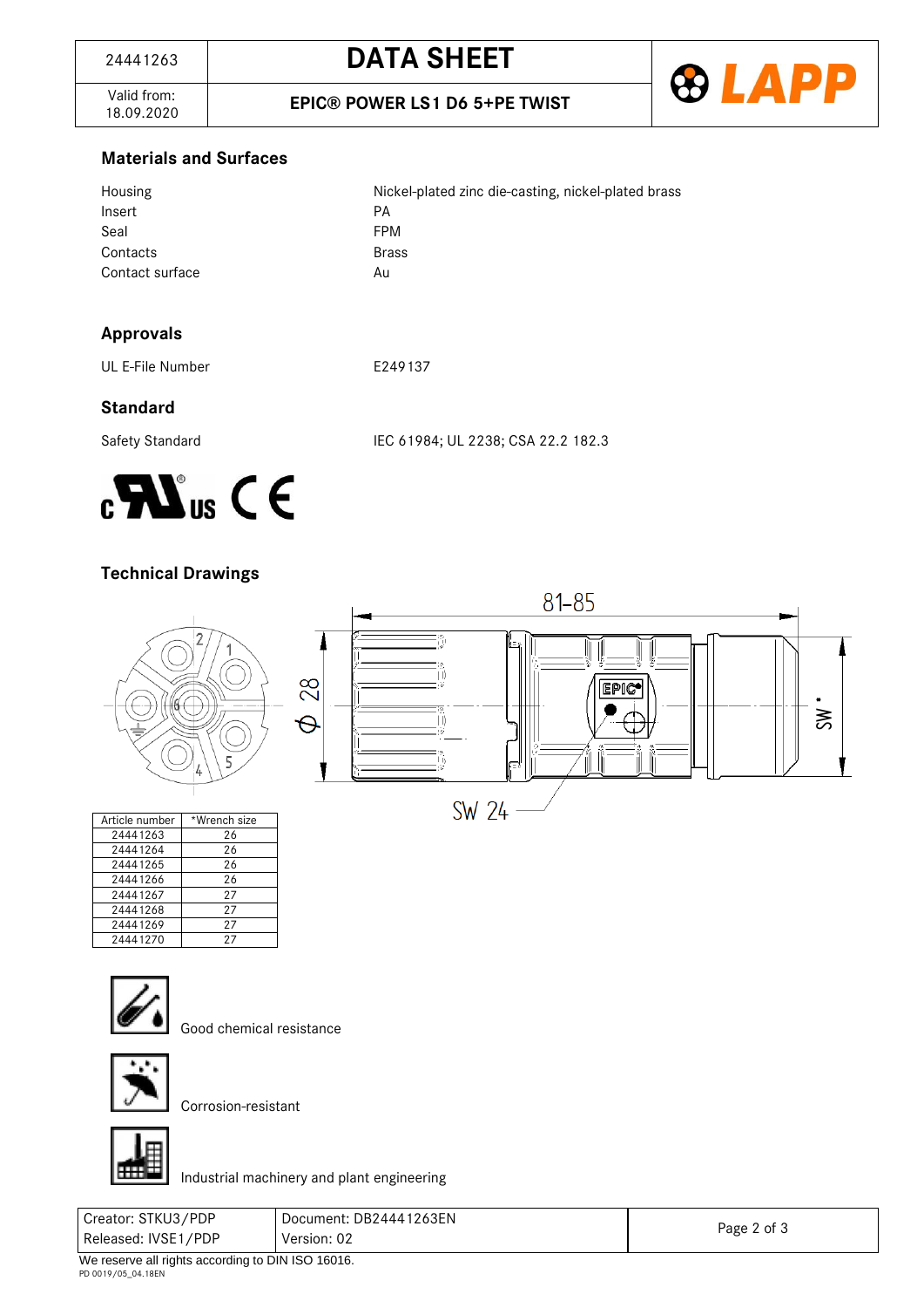## Materials and Surfaces

| | |
|---|---|
| Housing | Nickel-plated zinc die-casting, nickel-plated brass |
| Insert | PA |
| Seal | FPM |
| Contacts | Brass |
| Contact surface | Au |

## Approvals

| | |
|---|---|
| UL E-File Number | E249137 |

## Standard

| | |
|---|---|
| Safety Standard | IEC 61984; UL 2238; CSA 22.2 182.3 |

## Technical Drawings

| Article number | *Wrench size |
|---|---|
| 24441263 | 26 |
| 24441264 | 26 |
| 24441265 | 26 |
| 24441266 | 26 |
| 24441267 | 27 |
| 24441268 | 27 |
| 24441269 | 27 |
| 24441270 | 27 |

Good chemical resistance

Corrosion-resistant

Industrial machinery and plant engineering

| | |
|---|---|
| Creator: STKU3/PDP | Document: DB24441263EN |
| Released: IVSE1/PDP | Version: 02 |

We reserve all rights according to DIN ISO 16016.

PD 0019/05_04.18EN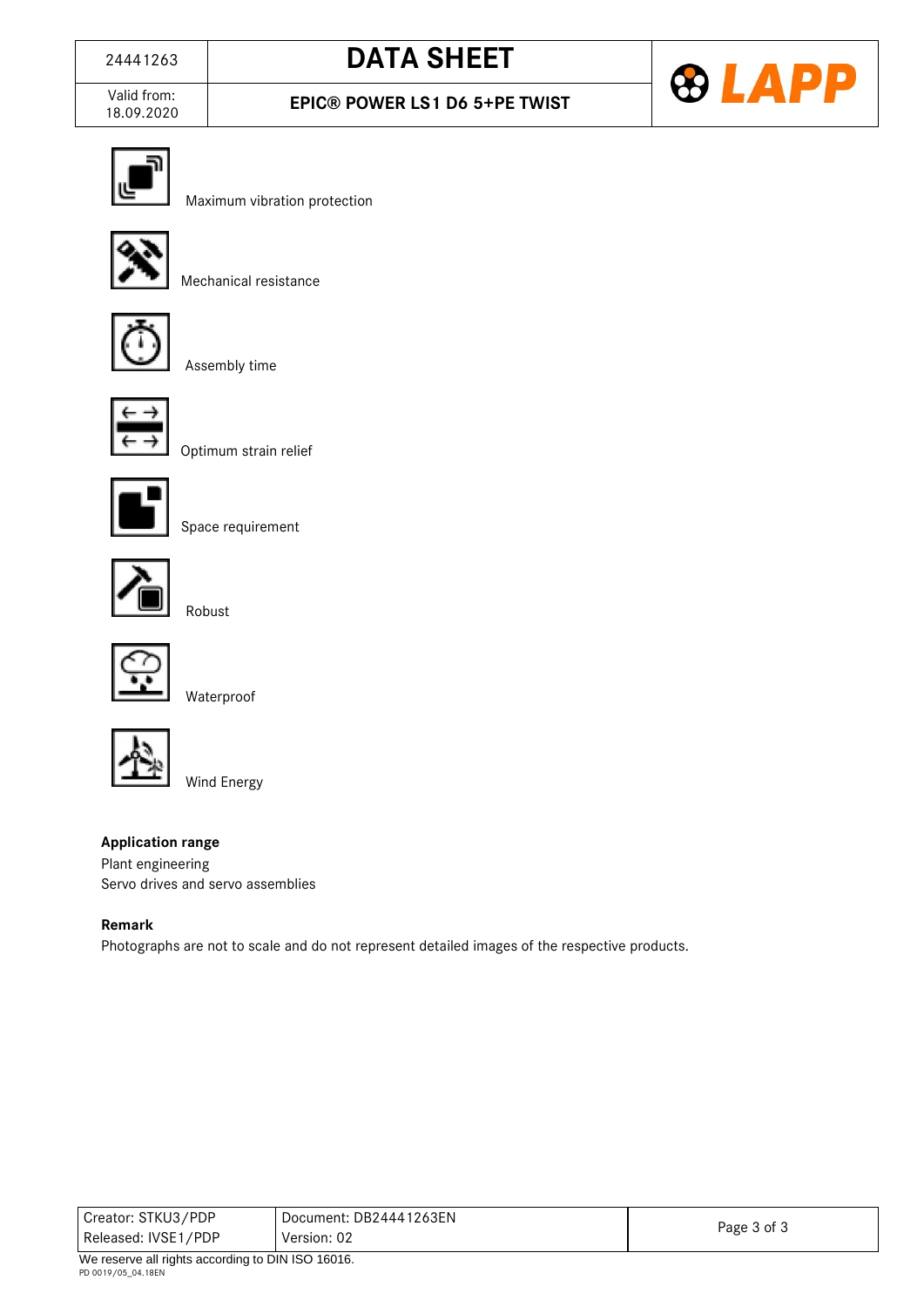Maximum vibration protection

Mechanical resistance

Assembly time

Optimum strain relief

Space requirement

Robust

Waterproof

Wind Energy

**Application range**

Plant engineering

Servo drives and servo assemblies

**Remark**

Photographs are not to scale and do not represent detailed images of the respective products.